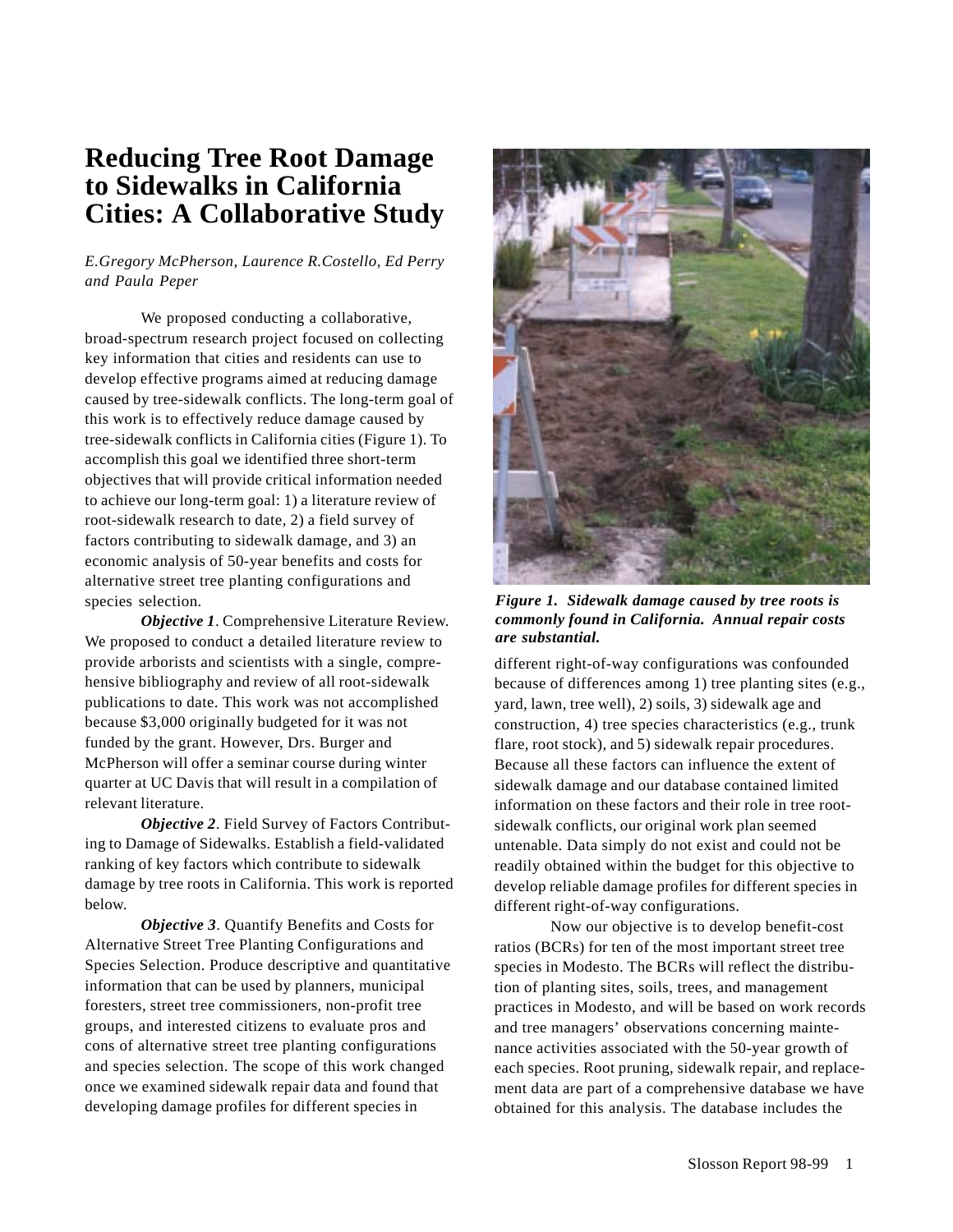# Reducing Tree Root Damage to Sidewalks in California Cities: A Collaborative Study

*E.Gregory McPherson, Laurence R.Costello, Ed Perry and Paula Peper*

We proposed conducting a collaborative, broad-spectrum research project focused on collecting key information that cities and residents can use to develop effective programs aimed at reducing damage caused by tree-sidewalk conflicts. The long-term goal of this work is to effectively reduce damage caused by tree-sidewalk conflicts in California cities (Figure 1). To accomplish this goal we identified three short-term objectives that will provide critical information needed to achieve our long-term goal: 1) a literature review of root-sidewalk research to date, 2) a field survey of factors contributing to sidewalk damage, and 3) an economic analysis of 50-year benefits and costs for alternative street tree planting configurations and species selection.

***Objective 1***. Comprehensive Literature Review. We proposed to conduct a detailed literature review to provide arborists and scientists with a single, comprehensive bibliography and review of all root-sidewalk publications to date. This work was not accomplished because $3,000 originally budgeted for it was not funded by the grant. However, Drs. Burger and McPherson will offer a seminar course during winter quarter at UC Davis that will result in a compilation of relevant literature.

***Objective 2***. Field Survey of Factors Contributing to Damage of Sidewalks. Establish a field-validated ranking of key factors which contribute to sidewalk damage by tree roots in California. This work is reported below.

***Objective 3***. Quantify Benefits and Costs for Alternative Street Tree Planting Configurations and Species Selection. Produce descriptive and quantitative information that can be used by planners, municipal foresters, street tree commissioners, non-profit tree groups, and interested citizens to evaluate pros and cons of alternative street tree planting configurations and species selection. The scope of this work changed once we examined sidewalk repair data and found that developing damage profiles for different species in different right-of-way configurations was confounded because of differences among 1) tree planting sites (e.g., yard, lawn, tree well), 2) soils, 3) sidewalk age and construction, 4) tree species characteristics (e.g., trunk flare, root stock), and 5) sidewalk repair procedures. Because all these factors can influence the extent of sidewalk damage and our database contained limited information on these factors and their role in tree root-sidewalk conflicts, our original work plan seemed untenable. Data simply do not exist and could not be readily obtained within the budget for this objective to develop reliable damage profiles for different species in different right-of-way configurations.

***Figure 1. Sidewalk damage caused by tree roots is commonly found in California. Annual repair costs are substantial.***

Now our objective is to develop benefit-cost ratios (BCRs) for ten of the most important street tree species in Modesto. The BCRs will reflect the distribution of planting sites, soils, trees, and management practices in Modesto, and will be based on work records and tree managers' observations concerning maintenance activities associated with the 50-year growth of each species. Root pruning, sidewalk repair, and replacement data are part of a comprehensive database we have obtained for this analysis. The database includes the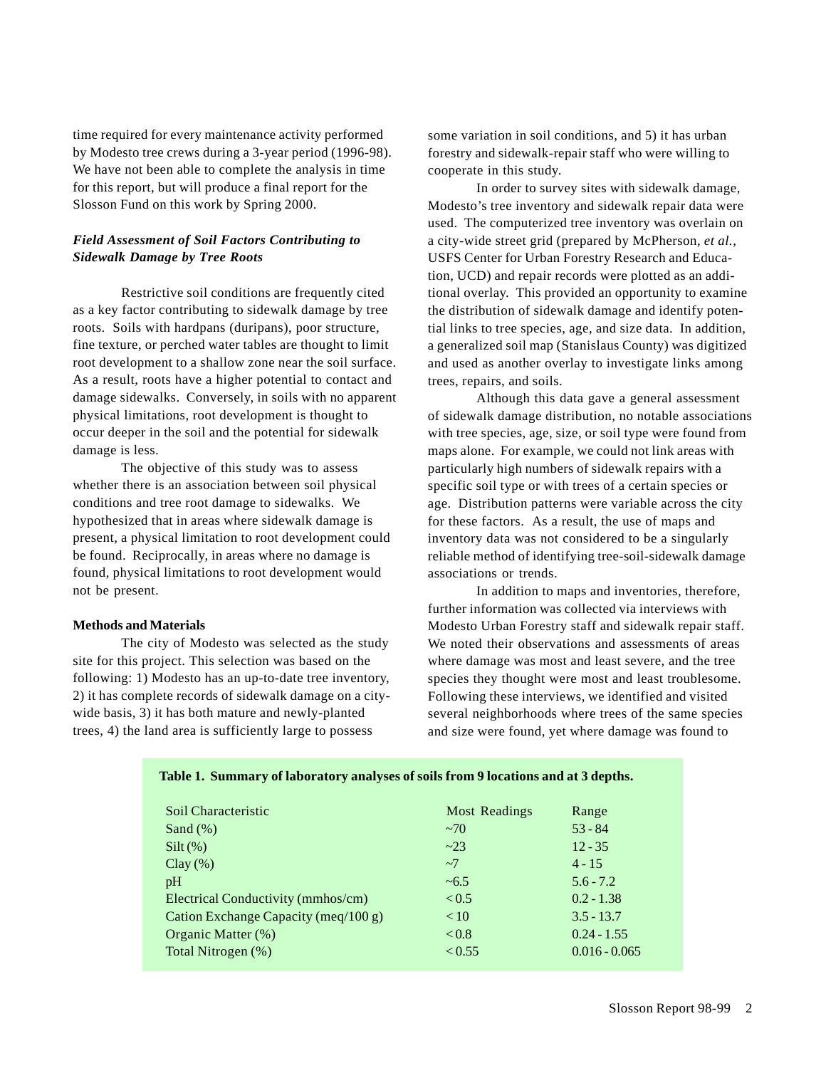time required for every maintenance activity performed by Modesto tree crews during a 3-year period (1996-98). We have not been able to complete the analysis in time for this report, but will produce a final report for the Slosson Fund on this work by Spring 2000.

### *Field Assessment of Soil Factors Contributing to Sidewalk Damage by Tree Roots*

Restrictive soil conditions are frequently cited as a key factor contributing to sidewalk damage by tree roots. Soils with hardpans (duripans), poor structure, fine texture, or perched water tables are thought to limit root development to a shallow zone near the soil surface. As a result, roots have a higher potential to contact and damage sidewalks. Conversely, in soils with no apparent physical limitations, root development is thought to occur deeper in the soil and the potential for sidewalk damage is less.

The objective of this study was to assess whether there is an association between soil physical conditions and tree root damage to sidewalks. We hypothesized that in areas where sidewalk damage is present, a physical limitation to root development could be found. Reciprocally, in areas where no damage is found, physical limitations to root development would not be present.

**Methods and Materials**

The city of Modesto was selected as the study site for this project. This selection was based on the following: 1) Modesto has an up-to-date tree inventory, 2) it has complete records of sidewalk damage on a city-wide basis, 3) it has both mature and newly-planted trees, 4) the land area is sufficiently large to possess some variation in soil conditions, and 5) it has urban forestry and sidewalk-repair staff who were willing to cooperate in this study.

In order to survey sites with sidewalk damage, Modesto's tree inventory and sidewalk repair data were used. The computerized tree inventory was overlain on a city-wide street grid (prepared by McPherson, *et al.*, USFS Center for Urban Forestry Research and Education, UCD) and repair records were plotted as an additional overlay. This provided an opportunity to examine the distribution of sidewalk damage and identify potential links to tree species, age, and size data. In addition, a generalized soil map (Stanislaus County) was digitized and used as another overlay to investigate links among trees, repairs, and soils.

Although this data gave a general assessment of sidewalk damage distribution, no notable associations with tree species, age, size, or soil type were found from maps alone. For example, we could not link areas with particularly high numbers of sidewalk repairs with a specific soil type or with trees of a certain species or age. Distribution patterns were variable across the city for these factors. As a result, the use of maps and inventory data was not considered to be a singularly reliable method of identifying tree-soil-sidewalk damage associations or trends.

In addition to maps and inventories, therefore, further information was collected via interviews with Modesto Urban Forestry staff and sidewalk repair staff. We noted their observations and assessments of areas where damage was most and least severe, and the tree species they thought were most and least troublesome. Following these interviews, we identified and visited several neighborhoods where trees of the same species and size were found, yet where damage was found to

**Table 1. Summary of laboratory analyses of soils from 9 locations and at 3 depths.**

| Soil Characteristic | Most Readings | Range |
|---|---|---|
| Sand (%) | ~70 | 53 - 84 |
| Silt (%) | ~23 | 12 - 35 |
| Clay (%) | ~7 | 4 - 15 |
| pH | ~6.5 | 5.6 - 7.2 |
| Electrical Conductivity (mmhos/cm) | < 0.5 | 0.2 - 1.38 |
| Cation Exchange Capacity (meq/100 g) | < 10 | 3.5 - 13.7 |
| Organic Matter (%) | < 0.8 | 0.24 - 1.55 |
| Total Nitrogen (%) | < 0.55 | 0.016 - 0.065 |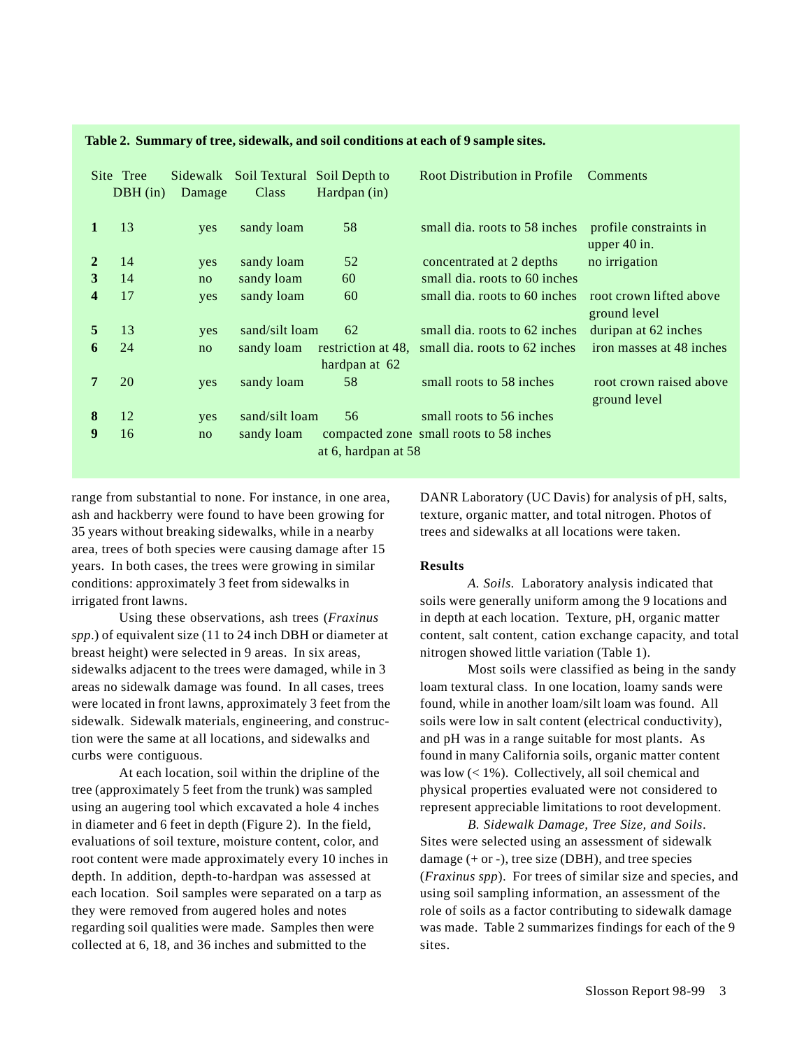**Table 2. Summary of tree, sidewalk, and soil conditions at each of 9 sample sites.**

| Site | Tree DBH (in) | Sidewalk Damage | Soil Textural Class | Soil Depth to Hardpan (in) | Root Distribution in Profile | Comments |
|---|---|---|---|---|---|---|
| **1** | 13 | yes | sandy loam | 58 | small dia. roots to 58 inches | profile constraints in upper 40 in. |
| **2** | 14 | yes | sandy loam | 52 | concentrated at 2 depths | no irrigation |
| **3** | 14 | no | sandy loam | 60 | small dia. roots to 60 inches | |
| **4** | 17 | yes | sandy loam | 60 | small dia. roots to 60 inches | root crown lifted above ground level |
| **5** | 13 | yes | sand/silt loam | 62 | small dia. roots to 62 inches | duripan at 62 inches |
| **6** | 24 | no | sandy loam | restriction at 48, hardpan at 62 | small dia. roots to 62 inches | iron masses at 48 inches |
| **7** | 20 | yes | sandy loam | 58 | small roots to 58 inches | root crown raised above ground level |
| **8** | 12 | yes | sand/silt loam | 56 | small roots to 56 inches | |
| **9** | 16 | no | sandy loam | compacted zone at 6, hardpan at 58 | small roots to 58 inches | |

range from substantial to none. For instance, in one area, ash and hackberry were found to have been growing for 35 years without breaking sidewalks, while in a nearby area, trees of both species were causing damage after 15 years. In both cases, the trees were growing in similar conditions: approximately 3 feet from sidewalks in irrigated front lawns.

Using these observations, ash trees (*Fraxinus spp*.) of equivalent size (11 to 24 inch DBH or diameter at breast height) were selected in 9 areas. In six areas, sidewalks adjacent to the trees were damaged, while in 3 areas no sidewalk damage was found. In all cases, trees were located in front lawns, approximately 3 feet from the sidewalk. Sidewalk materials, engineering, and construction were the same at all locations, and sidewalks and curbs were contiguous.

At each location, soil within the dripline of the tree (approximately 5 feet from the trunk) was sampled using an augering tool which excavated a hole 4 inches in diameter and 6 feet in depth (Figure 2). In the field, evaluations of soil texture, moisture content, color, and root content were made approximately every 10 inches in depth. In addition, depth-to-hardpan was assessed at each location. Soil samples were separated on a tarp as they were removed from augered holes and notes regarding soil qualities were made. Samples then were collected at 6, 18, and 36 inches and submitted to the DANR Laboratory (UC Davis) for analysis of pH, salts, texture, organic matter, and total nitrogen. Photos of trees and sidewalks at all locations were taken.

**Results**

*A. Soils.* Laboratory analysis indicated that soils were generally uniform among the 9 locations and in depth at each location. Texture, pH, organic matter content, salt content, cation exchange capacity, and total nitrogen showed little variation (Table 1).

Most soils were classified as being in the sandy loam textural class. In one location, loamy sands were found, while in another loam/silt loam was found. All soils were low in salt content (electrical conductivity), and pH was in a range suitable for most plants. As found in many California soils, organic matter content was low (< 1%). Collectively, all soil chemical and physical properties evaluated were not considered to represent appreciable limitations to root development.

*B. Sidewalk Damage, Tree Size, and Soils*. Sites were selected using an assessment of sidewalk damage (+ or -), tree size (DBH), and tree species (*Fraxinus spp*). For trees of similar size and species, and using soil sampling information, an assessment of the role of soils as a factor contributing to sidewalk damage was made. Table 2 summarizes findings for each of the 9 sites.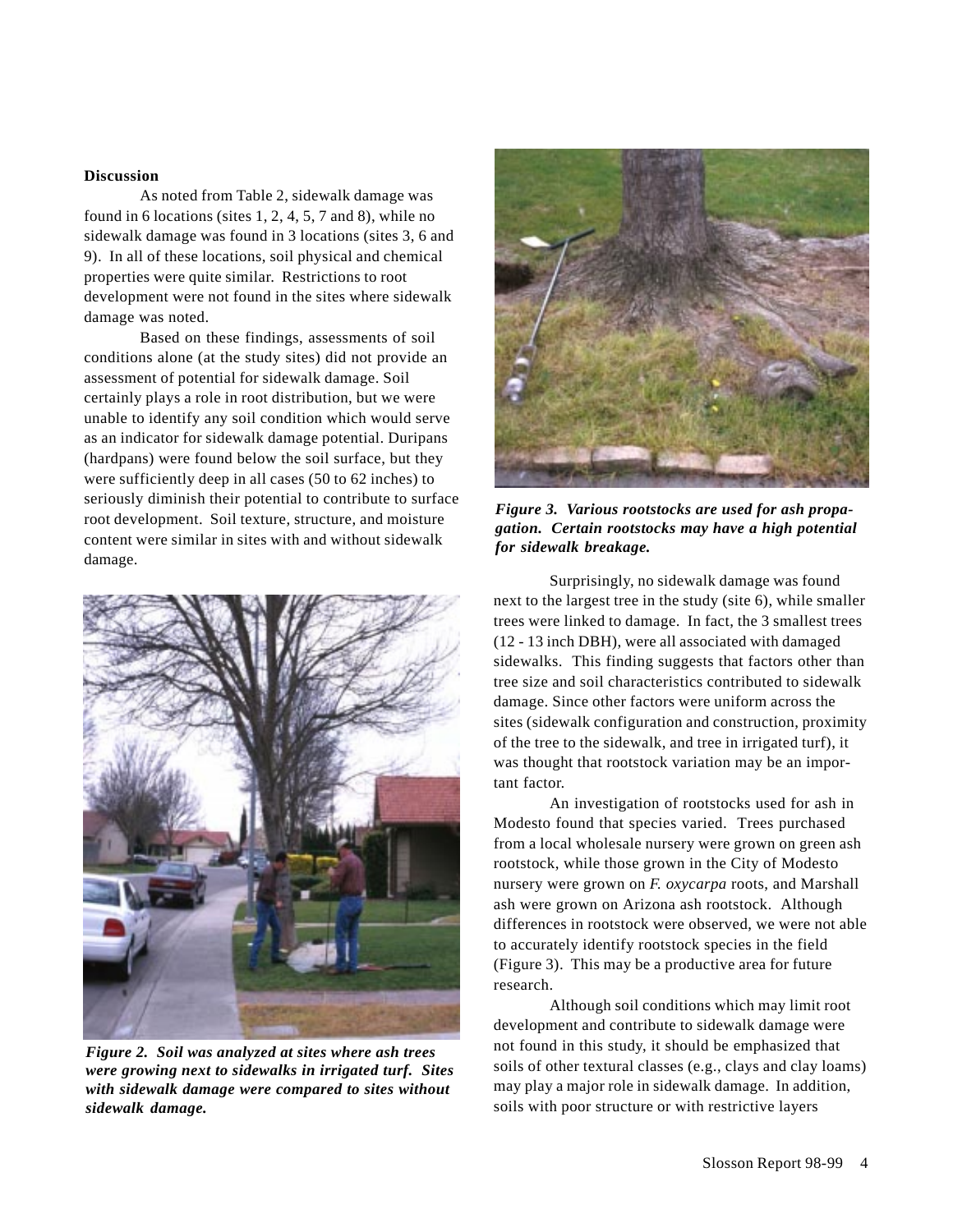## Discussion

As noted from Table 2, sidewalk damage was found in 6 locations (sites 1, 2, 4, 5, 7 and 8), while no sidewalk damage was found in 3 locations (sites 3, 6 and 9). In all of these locations, soil physical and chemical properties were quite similar. Restrictions to root development were not found in the sites where sidewalk damage was noted.

Based on these findings, assessments of soil conditions alone (at the study sites) did not provide an assessment of potential for sidewalk damage. Soil certainly plays a role in root distribution, but we were unable to identify any soil condition which would serve as an indicator for sidewalk damage potential. Duripans (hardpans) were found below the soil surface, but they were sufficiently deep in all cases (50 to 62 inches) to seriously diminish their potential to contribute to surface root development. Soil texture, structure, and moisture content were similar in sites with and without sidewalk damage.

***Figure 2. Soil was analyzed at sites where ash trees were growing next to sidewalks in irrigated turf. Sites with sidewalk damage were compared to sites without sidewalk damage.***

***Figure 3. Various rootstocks are used for ash propagation. Certain rootstocks may have a high potential for sidewalk breakage.***

Surprisingly, no sidewalk damage was found next to the largest tree in the study (site 6), while smaller trees were linked to damage. In fact, the 3 smallest trees (12 - 13 inch DBH), were all associated with damaged sidewalks. This finding suggests that factors other than tree size and soil characteristics contributed to sidewalk damage. Since other factors were uniform across the sites (sidewalk configuration and construction, proximity of the tree to the sidewalk, and tree in irrigated turf), it was thought that rootstock variation may be an important factor.

An investigation of rootstocks used for ash in Modesto found that species varied. Trees purchased from a local wholesale nursery were grown on green ash rootstock, while those grown in the City of Modesto nursery were grown on *F. oxycarpa* roots, and Marshall ash were grown on Arizona ash rootstock. Although differences in rootstock were observed, we were not able to accurately identify rootstock species in the field (Figure 3). This may be a productive area for future research.

Although soil conditions which may limit root development and contribute to sidewalk damage were not found in this study, it should be emphasized that soils of other textural classes (e.g., clays and clay loams) may play a major role in sidewalk damage. In addition, soils with poor structure or with restrictive layers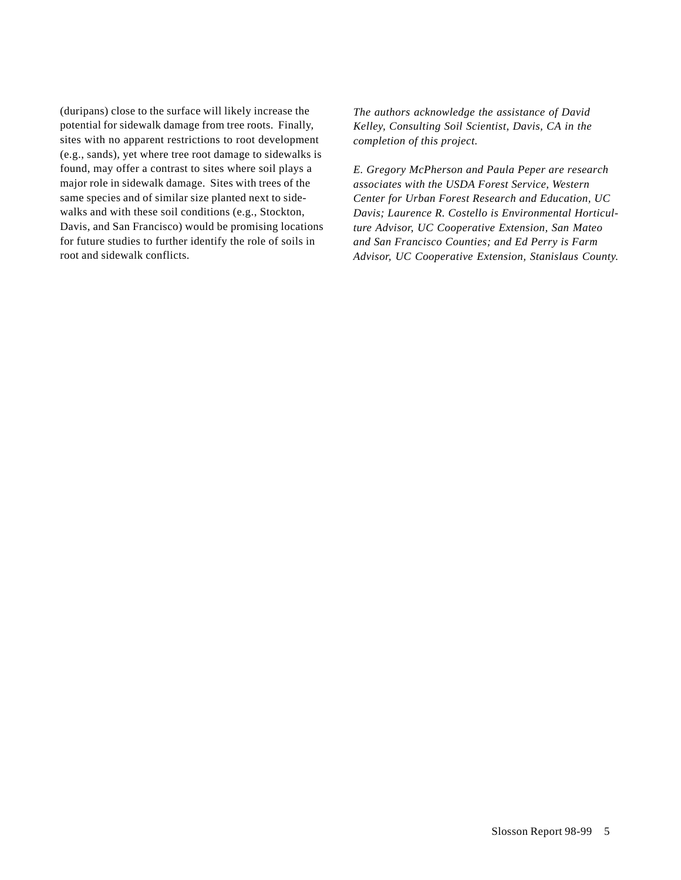(duripans) close to the surface will likely increase the potential for sidewalk damage from tree roots. Finally, sites with no apparent restrictions to root development (e.g., sands), yet where tree root damage to sidewalks is found, may offer a contrast to sites where soil plays a major role in sidewalk damage. Sites with trees of the same species and of similar size planted next to sidewalks and with these soil conditions (e.g., Stockton, Davis, and San Francisco) would be promising locations for future studies to further identify the role of soils in root and sidewalk conflicts.

*The authors acknowledge the assistance of David Kelley, Consulting Soil Scientist, Davis, CA in the completion of this project.*

*E. Gregory McPherson and Paula Peper are research associates with the USDA Forest Service, Western Center for Urban Forest Research and Education, UC Davis; Laurence R. Costello is Environmental Horticulture Advisor, UC Cooperative Extension, San Mateo and San Francisco Counties; and Ed Perry is Farm Advisor, UC Cooperative Extension, Stanislaus County.*